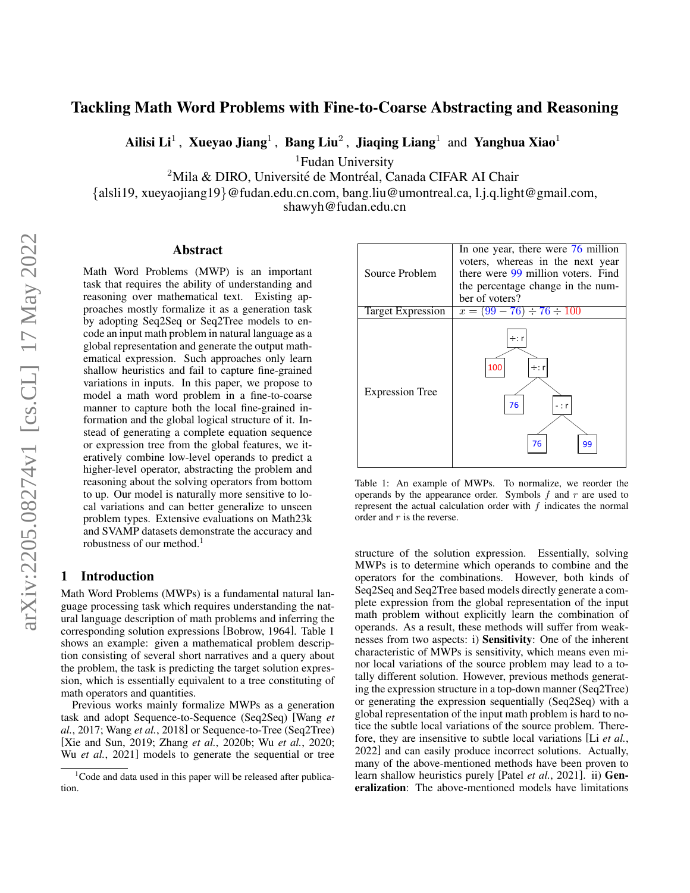# Tackling Math Word Problems with Fine-to-Coarse Abstracting and Reasoning

**Ailisi Li**[1], **Xueyao Jiang**[1], **Bang Liu**[2], **Jiaqing Liang**[1] and **Yanghua Xiao**[1]

[1]Fudan University

[2]Mila & DIRO, Université de Montréal, Canada CIFAR AI Chair

{alsli19, xueyaojiang19}@fudan.edu.cn.com, bang.liu@umontreal.ca, l.j.q.light@gmail.com, shawyh@fudan.edu.cn

## Abstract

Math Word Problems (MWP) is an important task that requires the ability of understanding and reasoning over mathematical text. Existing approaches mostly formalize it as a generation task by adopting Seq2Seq or Seq2Tree models to encode an input math problem in natural language as a global representation and generate the output mathematical expression. Such approaches only learn shallow heuristics and fail to capture fine-grained variations in inputs. In this paper, we propose to model a math word problem in a fine-to-coarse manner to capture both the local fine-grained information and the global logical structure of it. Instead of generating a complete equation sequence or expression tree from the global features, we iteratively combine low-level operands to predict a higher-level operator, abstracting the problem and reasoning about the solving operators from bottom to up. Our model is naturally more sensitive to local variations and can better generalize to unseen problem types. Extensive evaluations on Math23k and SVAMP datasets demonstrate the accuracy and robustness of our method.[1]

## 1 Introduction

Math Word Problems (MWPs) is a fundamental natural language processing task which requires understanding the natural language description of math problems and inferring the corresponding solution expressions [Bobrow, 1964]. Table 1 shows an example: given a mathematical problem description consisting of several short narratives and a query about the problem, the task is predicting the target solution expression, which is essentially equivalent to a tree constituting of math operators and quantities.

Previous works mainly formalize MWPs as a generation task and adopt Sequence-to-Sequence (Seq2Seq) [Wang *et al.*, 2017; Wang *et al.*, 2018] or Sequence-to-Tree (Seq2Tree) [Xie and Sun, 2019; Zhang *et al.*, 2020b; Wu *et al.*, 2020; Wu *et al.*, 2021] models to generate the sequential or tree structure of the solution expression. Essentially, solving MWPs is to determine which operands to combine and the operators for the combinations. However, both kinds of Seq2Seq and Seq2Tree based models directly generate a complete expression from the global representation of the input math problem without explicitly learn the combination of operands. As a result, these methods will suffer from weaknesses from two aspects: i) **Sensitivity**: One of the inherent characteristic of MWPs is sensitivity, which means even minor local variations of the source problem may lead to a totally different solution. However, previous methods generating the expression structure in a top-down manner (Seq2Tree) or generating the expression sequentially (Seq2Seq) with a global representation of the input math problem is hard to notice the subtle local variations of the source problem. Therefore, they are insensitive to subtle local variations [Li *et al.*, 2022] and can easily produce incorrect solutions. Actually, many of the above-mentioned methods have been proven to learn shallow heuristics purely [Patel *et al.*, 2021]. ii) **Generalization**: The above-mentioned models have limitations

| | |
|---|---|
| Source Problem | In one year, there were 76 million voters, whereas in the next year there were 99 million voters. Find the percentage change in the number of voters? |
| Target Expression | $x = (99 - 76) \div 76 \div 100$ |
| Expression Tree | ÷:r ( 100, ÷:r ( 76, -:r ( 76, 99 ) ) ) |

Table 1: An example of MWPs. To normalize, we reorder the operands by the appearance order. Symbols $f$ and $r$ are used to represent the actual calculation order with $f$ indicates the normal order and $r$ is the reverse.

[1]Code and data used in this paper will be released after publication.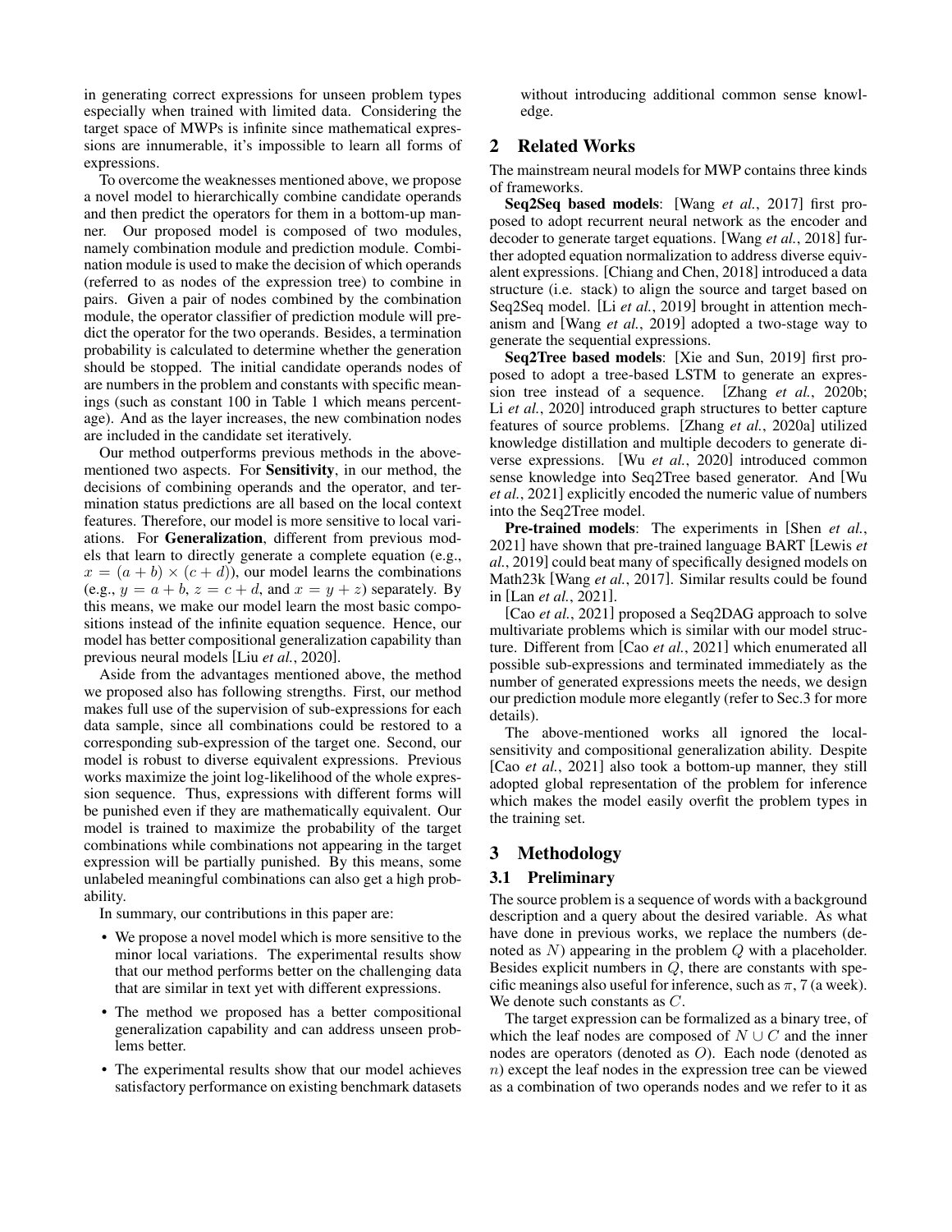in generating correct expressions for unseen problem types especially when trained with limited data. Considering the target space of MWPs is infinite since mathematical expressions are innumerable, it's impossible to learn all forms of expressions.

To overcome the weaknesses mentioned above, we propose a novel model to hierarchically combine candidate operands and then predict the operators for them in a bottom-up manner. Our proposed model is composed of two modules, namely combination module and prediction module. Combination module is used to make the decision of which operands (referred to as nodes of the expression tree) to combine in pairs. Given a pair of nodes combined by the combination module, the operator classifier of prediction module will predict the operator for the two operands. Besides, a termination probability is calculated to determine whether the generation should be stopped. The initial candidate operands nodes of are numbers in the problem and constants with specific meanings (such as constant 100 in Table 1 which means percentage). And as the layer increases, the new combination nodes are included in the candidate set iteratively.

Our method outperforms previous methods in the above-mentioned two aspects. For **Sensitivity**, in our method, the decisions of combining operands and the operator, and termination status predictions are all based on the local context features. Therefore, our model is more sensitive to local variations. For **Generalization**, different from previous models that learn to directly generate a complete equation (e.g., $x = (a + b) \times (c + d)$), our model learns the combinations (e.g., $y = a + b$, $z = c + d$, and $x = y + z$) separately. By this means, we make our model learn the most basic compositions instead of the infinite equation sequence. Hence, our model has better compositional generalization capability than previous neural models [Liu *et al.*, 2020].

Aside from the advantages mentioned above, the method we proposed also has following strengths. First, our method makes full use of the supervision of sub-expressions for each data sample, since all combinations could be restored to a corresponding sub-expression of the target one. Second, our model is robust to diverse equivalent expressions. Previous works maximize the joint log-likelihood of the whole expression sequence. Thus, expressions with different forms will be punished even if they are mathematically equivalent. Our model is trained to maximize the probability of the target combinations while combinations not appearing in the target expression will be partially punished. By this means, some unlabeled meaningful combinations can also get a high probability.

In summary, our contributions in this paper are:

- We propose a novel model which is more sensitive to the minor local variations. The experimental results show that our method performs better on the challenging data that are similar in text yet with different expressions.
- The method we proposed has a better compositional generalization capability and can address unseen problems better.
- The experimental results show that our model achieves satisfactory performance on existing benchmark datasets without introducing additional common sense knowledge.

## 2 Related Works

The mainstream neural models for MWP contains three kinds of frameworks.

**Seq2Seq based models**: [Wang *et al.*, 2017] first proposed to adopt recurrent neural network as the encoder and decoder to generate target equations. [Wang *et al.*, 2018] further adopted equation normalization to address diverse equivalent expressions. [Chiang and Chen, 2018] introduced a data structure (i.e. stack) to align the source and target based on Seq2Seq model. [Li *et al.*, 2019] brought in attention mechanism and [Wang *et al.*, 2019] adopted a two-stage way to generate the sequential expressions.

**Seq2Tree based models**: [Xie and Sun, 2019] first proposed to adopt a tree-based LSTM to generate an expression tree instead of a sequence. [Zhang *et al.*, 2020b; Li *et al.*, 2020] introduced graph structures to better capture features of source problems. [Zhang *et al.*, 2020a] utilized knowledge distillation and multiple decoders to generate diverse expressions. [Wu *et al.*, 2020] introduced common sense knowledge into Seq2Tree based generator. And [Wu *et al.*, 2021] explicitly encoded the numeric value of numbers into the Seq2Tree model.

**Pre-trained models**: The experiments in [Shen *et al.*, 2021] have shown that pre-trained language BART [Lewis *et al.*, 2019] could beat many of specifically designed models on Math23k [Wang *et al.*, 2017]. Similar results could be found in [Lan *et al.*, 2021].

[Cao *et al.*, 2021] proposed a Seq2DAG approach to solve multivariate problems which is similar with our model structure. Different from [Cao *et al.*, 2021] which enumerated all possible sub-expressions and terminated immediately as the number of generated expressions meets the needs, we design our prediction module more elegantly (refer to Sec.3 for more details).

The above-mentioned works all ignored the local-sensitivity and compositional generalization ability. Despite [Cao *et al.*, 2021] also took a bottom-up manner, they still adopted global representation of the problem for inference which makes the model easily overfit the problem types in the training set.

## 3 Methodology

### 3.1 Preliminary

The source problem is a sequence of words with a background description and a query about the desired variable. As what have done in previous works, we replace the numbers (denoted as $N$) appearing in the problem $Q$ with a placeholder. Besides explicit numbers in $Q$, there are constants with specific meanings also useful for inference, such as $\pi$, 7 (a week). We denote such constants as $C$.

The target expression can be formalized as a binary tree, of which the leaf nodes are composed of $N \cup C$ and the inner nodes are operators (denoted as $O$). Each node (denoted as $n$) except the leaf nodes in the expression tree can be viewed as a combination of two operands nodes and we refer to it as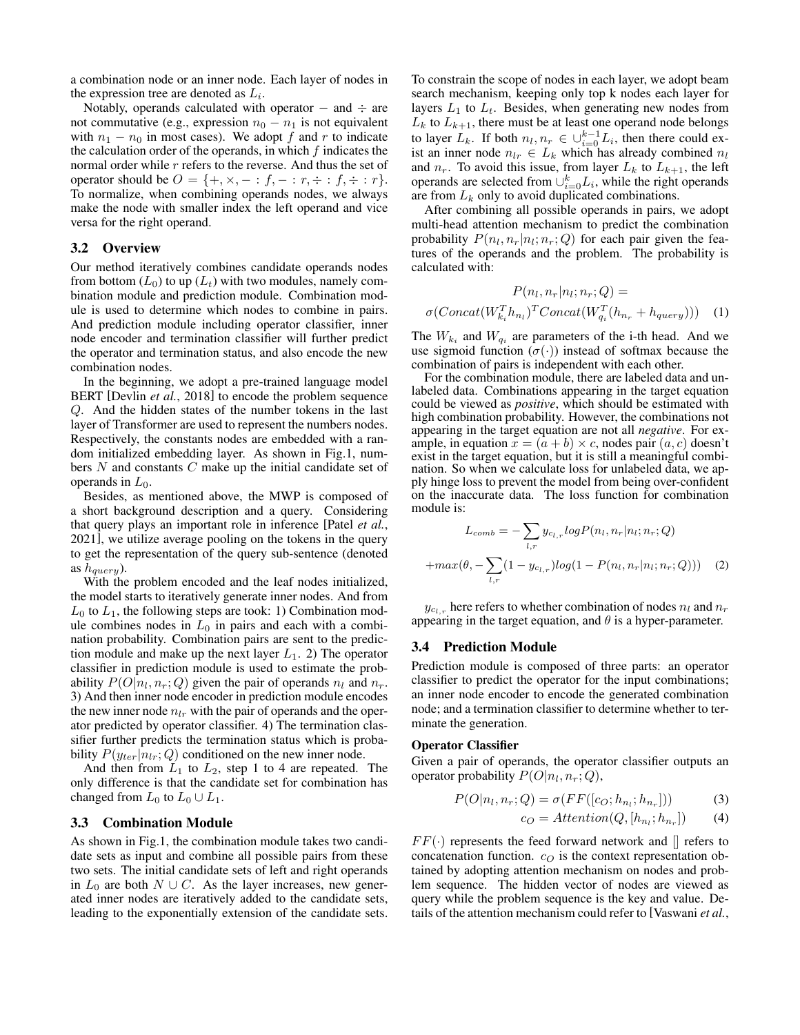a combination node or an inner node. Each layer of nodes in the expression tree are denoted as $L_i$.

Notably, operands calculated with operator $-$ and $\div$ are not commutative (e.g., expression $n_0 - n_1$ is not equivalent with $n_1 - n_0$ in most cases). We adopt $f$ and $r$ to indicate the calculation order of the operands, in which $f$ indicates the normal order while $r$ refers to the reverse. And thus the set of operator should be $O = \{+, \times, - : f, - : r, \div : f, \div : r\}$. To normalize, when combining operands nodes, we always make the node with smaller index the left operand and vice versa for the right operand.

## 3.2 Overview

Our method iteratively combines candidate operands nodes from bottom ($L_0$) to up ($L_t$) with two modules, namely combination module and prediction module. Combination module is used to determine which nodes to combine in pairs. And prediction module including operator classifier, inner node encoder and termination classifier will further predict the operator and termination status, and also encode the new combination nodes.

In the beginning, we adopt a pre-trained language model BERT [Devlin *et al.*, 2018] to encode the problem sequence $Q$. And the hidden states of the number tokens in the last layer of Transformer are used to represent the numbers nodes. Respectively, the constants nodes are embedded with a random initialized embedding layer. As shown in Fig.1, numbers $N$ and constants $C$ make up the initial candidate set of operands in $L_0$.

Besides, as mentioned above, the MWP is composed of a short background description and a query. Considering that query plays an important role in inference [Patel *et al.*, 2021], we utilize average pooling on the tokens in the query to get the representation of the query sub-sentence (denoted as $h_{query}$).

With the problem encoded and the leaf nodes initialized, the model starts to iteratively generate inner nodes. And from $L_0$ to $L_1$, the following steps are took: 1) Combination module combines nodes in $L_0$ in pairs and each with a combination probability. Combination pairs are sent to the prediction module and make up the next layer $L_1$. 2) The operator classifier in prediction module is used to estimate the probability $P(O|n_l, n_r; Q)$ given the pair of operands $n_l$ and $n_r$. 3) And then inner node encoder in prediction module encodes the new inner node $n_{lr}$ with the pair of operands and the operator predicted by operator classifier. 4) The termination classifier further predicts the termination status which is probability $P(y_{ter}|n_{lr}; Q)$ conditioned on the new inner node.

And then from $L_1$ to $L_2$, step 1 to 4 are repeated. The only difference is that the candidate set for combination has changed from $L_0$ to $L_0 \cup L_1$.

## 3.3 Combination Module

As shown in Fig.1, the combination module takes two candidate sets as input and combine all possible pairs from these two sets. The initial candidate sets of left and right operands in $L_0$ are both $N \cup C$. As the layer increases, new generated inner nodes are iteratively added to the candidate sets, leading to the exponentially extension of the candidate sets. To constrain the scope of nodes in each layer, we adopt beam search mechanism, keeping only top k nodes each layer for layers $L_1$ to $L_t$. Besides, when generating new nodes from $L_k$ to $L_{k+1}$, there must be at least one operand node belongs to layer $L_k$. If both $n_l, n_r \in \cup_{i=0}^{k-1} L_i$, then there could exist an inner node $n_{lr} \in L_k$ which has already combined $n_l$ and $n_r$. To avoid this issue, from layer $L_k$ to $L_{k+1}$, the left operands are selected from $\cup_{i=0}^{k} L_i$, while the right operands are from $L_k$ only to avoid duplicated combinations.

After combining all possible operands in pairs, we adopt multi-head attention mechanism to predict the combination probability $P(n_l, n_r|n_l; n_r; Q)$ for each pair given the features of the operands and the problem. The probability is calculated with:

$$P(n_l, n_r|n_l; n_r; Q) = \sigma(Concat(W_{k_i}^T h_{n_l})^T Concat(W_{q_i}^T (h_{n_r} + h_{query}))) \quad (1)$$

The $W_{k_i}$ and $W_{q_i}$ are parameters of the i-th head. And we use sigmoid function ($\sigma(\cdot)$) instead of softmax because the combination of pairs is independent with each other.

For the combination module, there are labeled data and unlabeled data. Combinations appearing in the target equation could be viewed as *positive*, which should be estimated with high combination probability. However, the combinations not appearing in the target equation are not all *negative*. For example, in equation $x = (a + b) \times c$, nodes pair $(a, c)$ doesn't exist in the target equation, but it is still a meaningful combination. So when we calculate loss for unlabeled data, we apply hinge loss to prevent the model from being over-confident on the inaccurate data. The loss function for combination module is:

$$L_{comb} = -\sum_{l,r} y_{c_{l,r}} log P(n_l, n_r|n_l; n_r; Q) + max(\theta, -\sum_{l,r}(1 - y_{c_{l,r}}) log(1 - P(n_l, n_r|n_l; n_r; Q))) \quad (2)$$

$y_{c_{l,r}}$ here refers to whether combination of nodes $n_l$ and $n_r$ appearing in the target equation, and $\theta$ is a hyper-parameter.

## 3.4 Prediction Module

Prediction module is composed of three parts: an operator classifier to predict the operator for the input combinations; an inner node encoder to encode the generated combination node; and a termination classifier to determine whether to terminate the generation.

**Operator Classifier**

Given a pair of operands, the operator classifier outputs an operator probability $P(O|n_l, n_r; Q)$,

$$P(O|n_l, n_r; Q) = \sigma(FF([c_O; h_{n_l}; h_{n_r}])) \quad (3)$$

$$c_O = Attention(Q, [h_{n_l}; h_{n_r}]) \quad (4)$$

$FF(\cdot)$ represents the feed forward network and [] refers to concatenation function. $c_O$ is the context representation obtained by adopting attention mechanism on nodes and problem sequence. The hidden vector of nodes are viewed as query while the problem sequence is the key and value. Details of the attention mechanism could refer to [Vaswani *et al.*,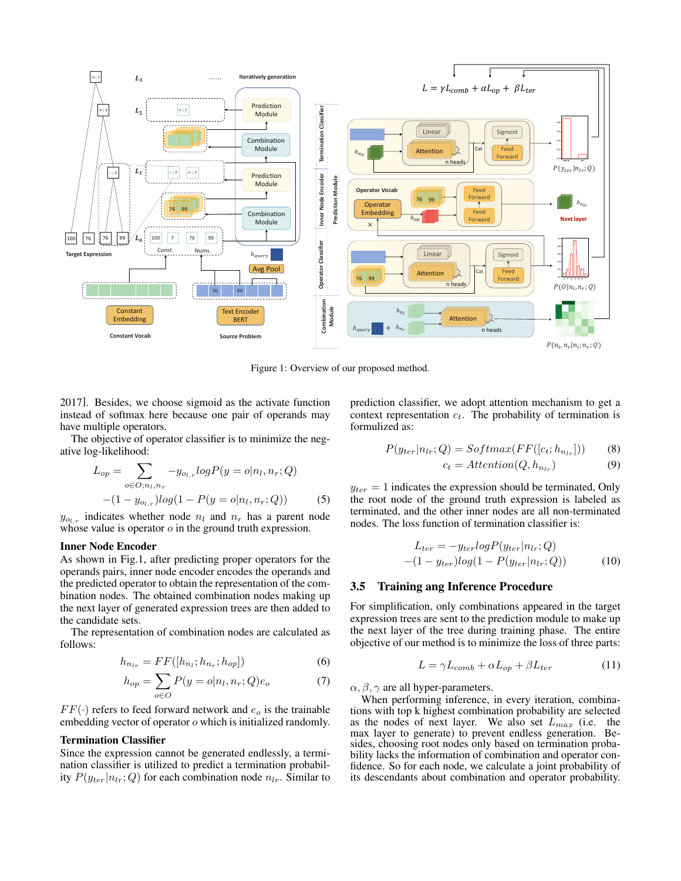Figure 1: Overview of our proposed method.

2017]. Besides, we choose sigmoid as the activate function instead of softmax here because one pair of operands may have multiple operators.

The objective of operator classifier is to minimize the negative log-likelihood:

$$L_{op} = \sum_{o \in O; n_l, n_r} -y_{o_{l,r}} log P(y = o|n_l, n_r; Q)$$
$$-(1 - y_{o_{l,r}}) log(1 - P(y = o|n_l, n_r; Q)) \tag{5}$$

$y_{o_{l,r}}$ indicates whether node $n_l$ and $n_r$ has a parent node whose value is operator $o$ in the ground truth expression.

**Inner Node Encoder**

As shown in Fig.1, after predicting proper operators for the operands pairs, inner node encoder encodes the operands and the predicted operator to obtain the representation of the combination nodes. The obtained combination nodes making up the next layer of generated expression trees are then added to the candidate sets.

The representation of combination nodes are calculated as follows:

$$h_{n_{lr}} = FF([h_{n_l}; h_{n_r}; h_{op}]) \tag{6}$$
$$h_{op} = \sum_{o \in O} P(y = o|n_l, n_r; Q) e_o \tag{7}$$

$FF(\cdot)$ refers to feed forward network and $e_o$ is the trainable embedding vector of operator $o$ which is initialized randomly.

**Termination Classifier**

Since the expression cannot be generated endlessly, a termination classifier is utilized to predict a termination probability $P(y_{ter}|n_{lr}; Q)$ for each combination node $n_{lr}$. Similar to prediction classifier, we adopt attention mechanism to get a context representation $c_t$. The probability of termination is formulized as:

$$P(y_{ter}|n_{lr}; Q) = Softmax(FF([c_t; h_{n_{lr}}])) \tag{8}$$
$$c_t = Attention(Q, h_{n_{lr}}) \tag{9}$$

$y_{ter} = 1$ indicates the expression should be terminated, Only the root node of the ground truth expression is labeled as terminated, and the other inner nodes are all non-terminated nodes. The loss function of termination classifier is:

$$L_{ter} = -y_{ter} log P(y_{ter}|n_{lr}; Q)$$
$$-(1 - y_{ter}) log(1 - P(y_{ter}|n_{lr}; Q)) \tag{10}$$

## 3.5 Training ang Inference Procedure

For simplification, only combinations appeared in the target expression trees are sent to the prediction module to make up the next layer of the tree during training phase. The entire objective of our method is to minimize the loss of three parts:

$$L = \gamma L_{comb} + \alpha L_{op} + \beta L_{ter} \tag{11}$$

$\alpha, \beta, \gamma$ are all hyper-parameters.

When performing inference, in every iteration, combinations with top k highest combination probability are selected as the nodes of next layer. We also set $L_{max}$ (i.e. the max layer to generate) to prevent endless generation. Besides, choosing root nodes only based on termination probability lacks the information of combination and operator confidence. So for each node, we calculate a joint probability of its descendants about combination and operator probability.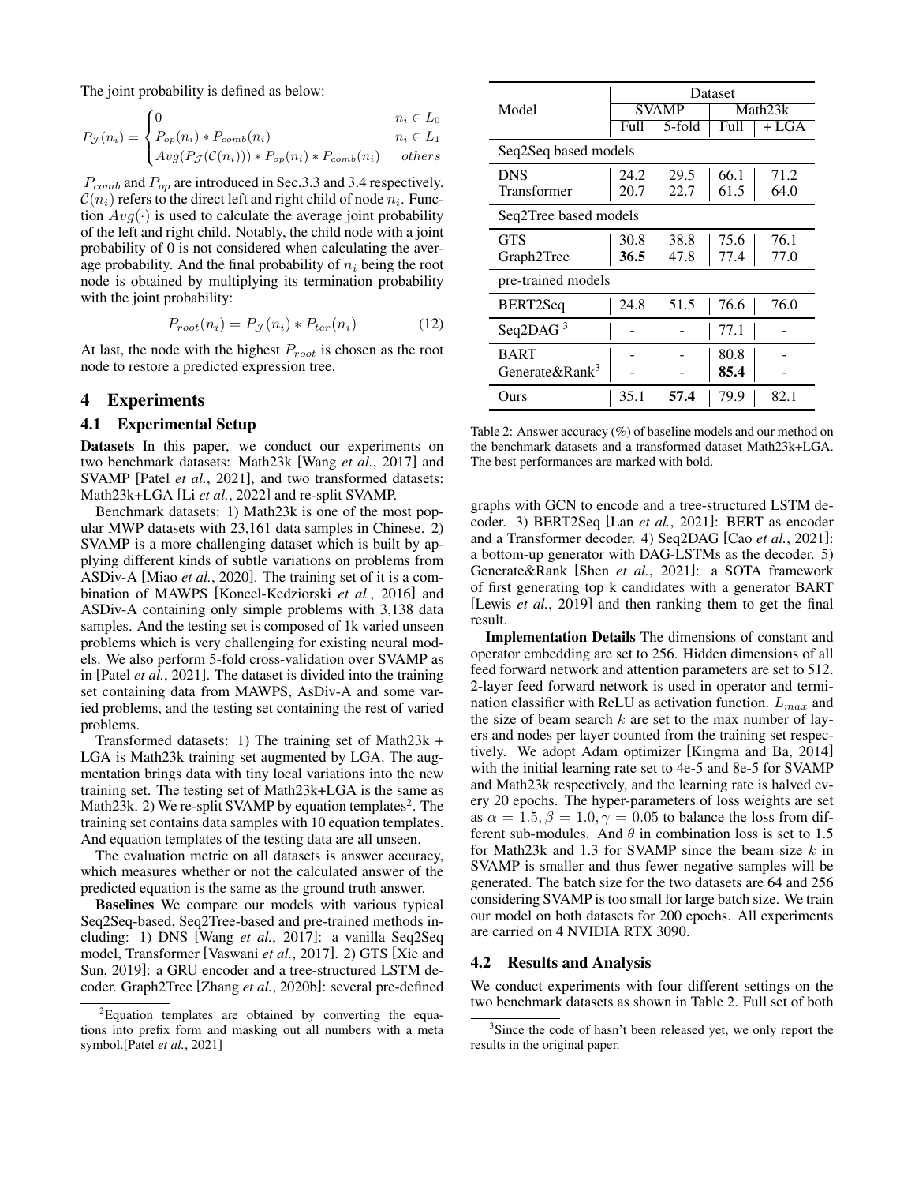The joint probability is defined as below:

$$P_{\mathcal{J}}(n_i) = \begin{cases} 0 & n_i \in L_0 \\ P_{op}(n_i) * P_{comb}(n_i) & n_i \in L_1 \\ Avg(P_{\mathcal{J}}(\mathcal{C}(n_i))) * P_{op}(n_i) * P_{comb}(n_i) & others \end{cases}$$

$P_{comb}$ and $P_{op}$ are introduced in Sec.3.3 and 3.4 respectively. $\mathcal{C}(n_i)$ refers to the direct left and right child of node $n_i$. Function $Avg(\cdot)$ is used to calculate the average joint probability of the left and right child. Notably, the child node with a joint probability of 0 is not considered when calculating the average probability. And the final probability of $n_i$ being the root node is obtained by multiplying its termination probability with the joint probability:

$$P_{root}(n_i) = P_{\mathcal{J}}(n_i) * P_{ter}(n_i) \tag{12}$$

At last, the node with the highest $P_{root}$ is chosen as the root node to restore a predicted expression tree.

## 4 Experiments

### 4.1 Experimental Setup

**Datasets** In this paper, we conduct our experiments on two benchmark datasets: Math23k [Wang *et al.*, 2017] and SVAMP [Patel *et al.*, 2021], and two transformed datasets: Math23k+LGA [Li *et al.*, 2022] and re-split SVAMP.

Benchmark datasets: 1) Math23k is one of the most popular MWP datasets with 23,161 data samples in Chinese. 2) SVAMP is a more challenging dataset which is built by applying different kinds of subtle variations on problems from ASDiv-A [Miao *et al.*, 2020]. The training set of it is a combination of MAWPS [Koncel-Kedziorski *et al.*, 2016] and ASDiv-A containing only simple problems with 3,138 data samples. And the testing set is composed of 1k varied unseen problems which is very challenging for existing neural models. We also perform 5-fold cross-validation over SVAMP as in [Patel *et al.*, 2021]. The dataset is divided into the training set containing data from MAWPS, AsDiv-A and some varied problems, and the testing set containing the rest of varied problems.

Transformed datasets: 1) The training set of Math23k + LGA is Math23k training set augmented by LGA. The augmentation brings data with tiny local variations into the new training set. The testing set of Math23k+LGA is the same as Math23k. 2) We re-split SVAMP by equation templates[2]. The training set contains data samples with 10 equation templates. And equation templates of the testing data are all unseen.

The evaluation metric on all datasets is answer accuracy, which measures whether or not the calculated answer of the predicted equation is the same as the ground truth answer.

**Baselines** We compare our models with various typical Seq2Seq-based, Seq2Tree-based and pre-trained methods including: 1) DNS [Wang *et al.*, 2017]: a vanilla Seq2Seq model, Transformer [Vaswani *et al.*, 2017]. 2) GTS [Xie and Sun, 2019]: a GRU encoder and a tree-structured LSTM decoder. Graph2Tree [Zhang *et al.*, 2020b]: several pre-defined graphs with GCN to encode and a tree-structured LSTM decoder. 3) BERT2Seq [Lan *et al.*, 2021]: BERT as encoder and a Transformer decoder. 4) Seq2DAG [Cao *et al.*, 2021]: a bottom-up generator with DAG-LSTMs as the decoder. 5) Generate&Rank [Shen *et al.*, 2021]: a SOTA framework of first generating top k candidates with a generator BART [Lewis *et al.*, 2019] and then ranking them to get the final result.

| Model | SVAMP | | Math23k | |
|---|---|---|---|---|
| | Full | 5-fold | Full | + LGA |
| *Seq2Seq based models* | | | | |
| DNS | 24.2 | 29.5 | 66.1 | 71.2 |
| Transformer | 20.7 | 22.7 | 61.5 | 64.0 |
| *Seq2Tree based models* | | | | |
| GTS | 30.8 | 38.8 | 75.6 | 76.1 |
| Graph2Tree | **36.5** | 47.8 | 77.4 | 77.0 |
| *pre-trained models* | | | | |
| BERT2Seq | 24.8 | 51.5 | 76.6 | 76.0 |
| Seq2DAG [3] | - | - | 77.1 | - |
| BART | - | - | 80.8 | - |
| Generate&Rank[3] | - | - | **85.4** | - |
| Ours | 35.1 | **57.4** | 79.9 | 82.1 |

Table 2: Answer accuracy (%) of baseline models and our method on the benchmark datasets and a transformed dataset Math23k+LGA. The best performances are marked with bold.

**Implementation Details** The dimensions of constant and operator embedding are set to 256. Hidden dimensions of all feed forward network and attention parameters are set to 512. 2-layer feed forward network is used in operator and termination classifier with ReLU as activation function. $L_{max}$ and the size of beam search $k$ are set to the max number of layers and nodes per layer counted from the training set respectively. We adopt Adam optimizer [Kingma and Ba, 2014] with the initial learning rate set to 4e-5 and 8e-5 for SVAMP and Math23k respectively, and the learning rate is halved every 20 epochs. The hyper-parameters of loss weights are set as $\alpha = 1.5, \beta = 1.0, \gamma = 0.05$ to balance the loss from different sub-modules. And $\theta$ in combination loss is set to 1.5 for Math23k and 1.3 for SVAMP since the beam size $k$ in SVAMP is smaller and thus fewer negative samples will be generated. The batch size for the two datasets are 64 and 256 considering SVAMP is too small for large batch size. We train our model on both datasets for 200 epochs. All experiments are carried on 4 NVIDIA RTX 3090.

### 4.2 Results and Analysis

We conduct experiments with four different settings on the two benchmark datasets as shown in Table 2. Full set of both

[2] Equation templates are obtained by converting the equations into prefix form and masking out all numbers with a meta symbol.[Patel *et al.*, 2021]

[3] Since the code of hasn't been released yet, we only report the results in the original paper.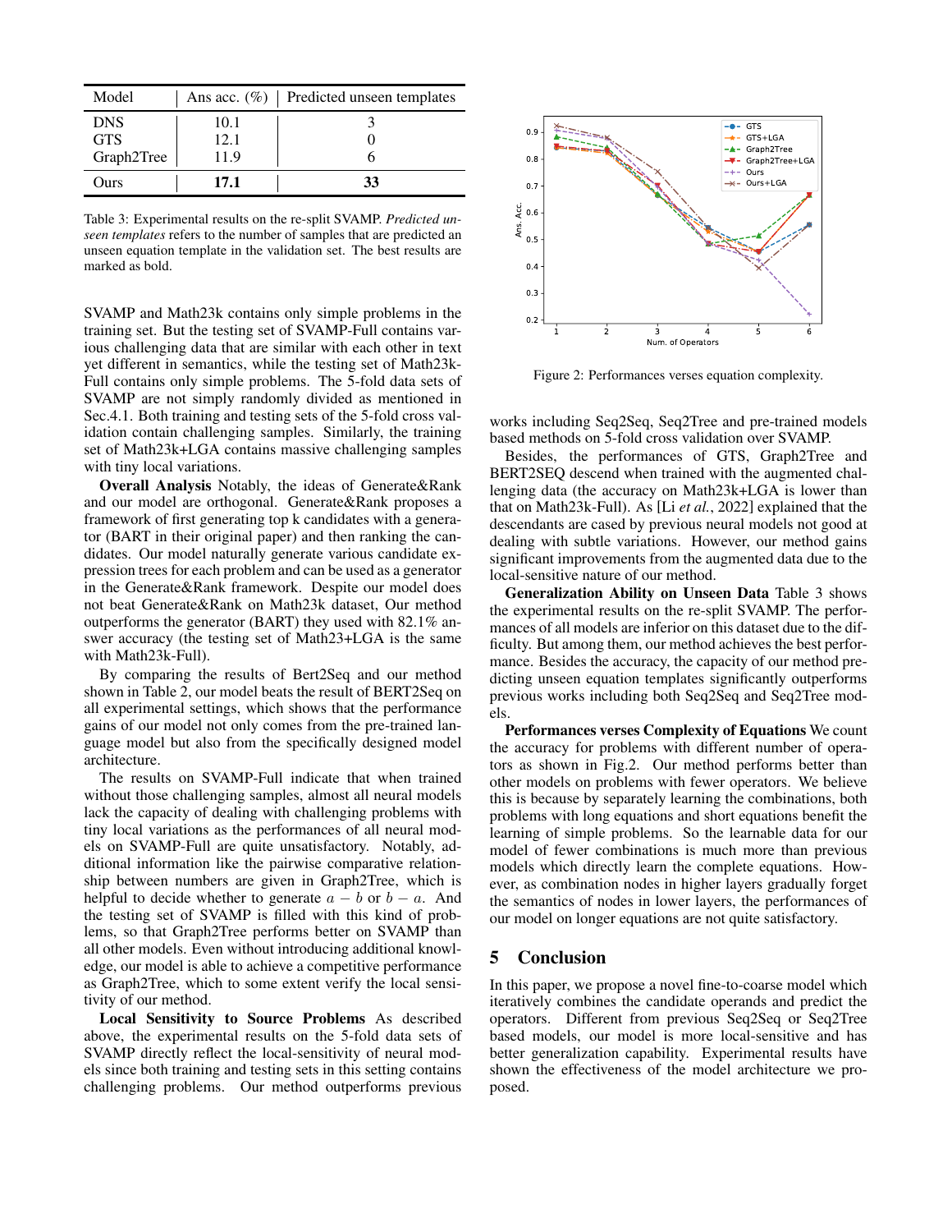| Model | Ans acc. (%) | Predicted unseen templates |
|---|---|---|
| DNS | 10.1 | 3 |
| GTS | 12.1 | 0 |
| Graph2Tree | 11.9 | 6 |
| Ours | **17.1** | **33** |

Table 3: Experimental results on the re-split SVAMP. *Predicted unseen templates* refers to the number of samples that are predicted an unseen equation template in the validation set. The best results are marked as bold.

SVAMP and Math23k contains only simple problems in the training set. But the testing set of SVAMP-Full contains various challenging data that are similar with each other in text yet different in semantics, while the testing set of Math23k-Full contains only simple problems. The 5-fold data sets of SVAMP are not simply randomly divided as mentioned in Sec.4.1. Both training and testing sets of the 5-fold cross validation contain challenging samples. Similarly, the training set of Math23k+LGA contains massive challenging samples with tiny local variations.

**Overall Analysis** Notably, the ideas of Generate&Rank and our model are orthogonal. Generate&Rank proposes a framework of first generating top k candidates with a generator (BART in their original paper) and then ranking the candidates. Our model naturally generate various candidate expression trees for each problem and can be used as a generator in the Generate&Rank framework. Despite our model does not beat Generate&Rank on Math23k dataset, Our method outperforms the generator (BART) they used with 82.1% answer accuracy (the testing set of Math23+LGA is the same with Math23k-Full).

By comparing the results of Bert2Seq and our method shown in Table 2, our model beats the result of BERT2Seq on all experimental settings, which shows that the performance gains of our model not only comes from the pre-trained language model but also from the specifically designed model architecture.

The results on SVAMP-Full indicate that when trained without those challenging samples, almost all neural models lack the capacity of dealing with challenging problems with tiny local variations as the performances of all neural models on SVAMP-Full are quite unsatisfactory. Notably, additional information like the pairwise comparative relationship between numbers are given in Graph2Tree, which is helpful to decide whether to generate $a - b$ or $b - a$. And the testing set of SVAMP is filled with this kind of problems, so that Graph2Tree performs better on SVAMP than all other models. Even without introducing additional knowledge, our model is able to achieve a competitive performance as Graph2Tree, which to some extent verify the local sensitivity of our method.

**Local Sensitivity to Source Problems** As described above, the experimental results on the 5-fold data sets of SVAMP directly reflect the local-sensitivity of neural models since both training and testing sets in this setting contains challenging problems. Our method outperforms previous works including Seq2Seq, Seq2Tree and pre-trained models based methods on 5-fold cross validation over SVAMP.

Besides, the performances of GTS, Graph2Tree and BERT2SEQ descend when trained with the augmented challenging data (the accuracy on Math23k+LGA is lower than that on Math23k-Full). As [Li *et al.*, 2022] explained that the descendants are cased by previous neural models not good at dealing with subtle variations. However, our method gains significant improvements from the augmented data due to the local-sensitive nature of our method.

**Generalization Ability on Unseen Data** Table 3 shows the experimental results on the re-split SVAMP. The performances of all models are inferior on this dataset due to the difficulty. But among them, our method achieves the best performance. Besides the accuracy, the capacity of our method predicting unseen equation templates significantly outperforms previous works including both Seq2Seq and Seq2Tree models.

**Performances verses Complexity of Equations** We count the accuracy for problems with different number of operators as shown in Fig.2. Our method performs better than other models on problems with fewer operators. We believe this is because by separately learning the combinations, both problems with long equations and short equations benefit the learning of simple problems. So the learnable data for our model of fewer combinations is much more than previous models which directly learn the complete equations. However, as combination nodes in higher layers gradually forget the semantics of nodes in lower layers, the performances of our model on longer equations are not quite satisfactory.

Figure 2: Performances verses equation complexity.

## 5 Conclusion

In this paper, we propose a novel fine-to-coarse model which iteratively combines the candidate operands and predict the operators. Different from previous Seq2Seq or Seq2Tree based models, our model is more local-sensitive and has better generalization capability. Experimental results have shown the effectiveness of the model architecture we proposed.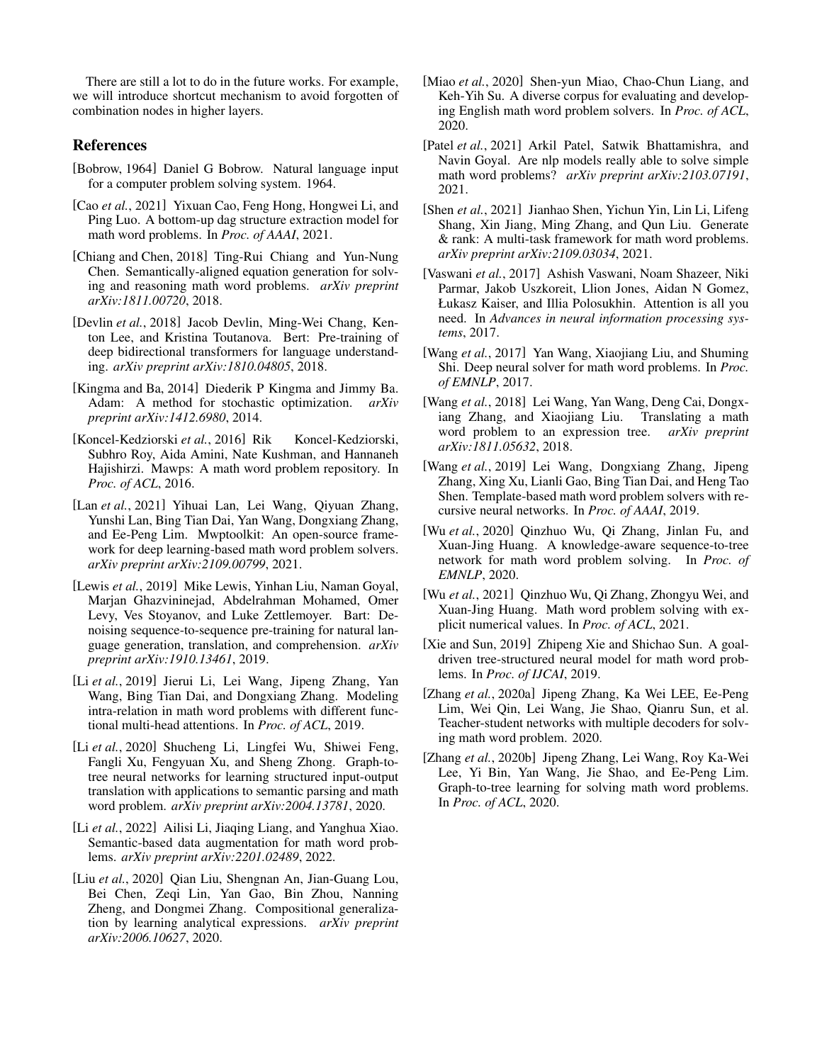There are still a lot to do in the future works. For example, we will introduce shortcut mechanism to avoid forgotten of combination nodes in higher layers.

## References

[Bobrow, 1964] Daniel G Bobrow. Natural language input for a computer problem solving system. 1964.

[Cao *et al.*, 2021] Yixuan Cao, Feng Hong, Hongwei Li, and Ping Luo. A bottom-up dag structure extraction model for math word problems. In *Proc. of AAAI*, 2021.

[Chiang and Chen, 2018] Ting-Rui Chiang and Yun-Nung Chen. Semantically-aligned equation generation for solving and reasoning math word problems. *arXiv preprint arXiv:1811.00720*, 2018.

[Devlin *et al.*, 2018] Jacob Devlin, Ming-Wei Chang, Kenton Lee, and Kristina Toutanova. Bert: Pre-training of deep bidirectional transformers for language understanding. *arXiv preprint arXiv:1810.04805*, 2018.

[Kingma and Ba, 2014] Diederik P Kingma and Jimmy Ba. Adam: A method for stochastic optimization. *arXiv preprint arXiv:1412.6980*, 2014.

[Koncel-Kedziorski *et al.*, 2016] Rik Koncel-Kedziorski, Subhro Roy, Aida Amini, Nate Kushman, and Hannaneh Hajishirzi. Mawps: A math word problem repository. In *Proc. of ACL*, 2016.

[Lan *et al.*, 2021] Yihuai Lan, Lei Wang, Qiyuan Zhang, Yunshi Lan, Bing Tian Dai, Yan Wang, Dongxiang Zhang, and Ee-Peng Lim. Mwptoolkit: An open-source framework for deep learning-based math word problem solvers. *arXiv preprint arXiv:2109.00799*, 2021.

[Lewis *et al.*, 2019] Mike Lewis, Yinhan Liu, Naman Goyal, Marjan Ghazvininejad, Abdelrahman Mohamed, Omer Levy, Ves Stoyanov, and Luke Zettlemoyer. Bart: Denoising sequence-to-sequence pre-training for natural language generation, translation, and comprehension. *arXiv preprint arXiv:1910.13461*, 2019.

[Li *et al.*, 2019] Jierui Li, Lei Wang, Jipeng Zhang, Yan Wang, Bing Tian Dai, and Dongxiang Zhang. Modeling intra-relation in math word problems with different functional multi-head attentions. In *Proc. of ACL*, 2019.

[Li *et al.*, 2020] Shucheng Li, Lingfei Wu, Shiwei Feng, Fangli Xu, Fengyuan Xu, and Sheng Zhong. Graph-to-tree neural networks for learning structured input-output translation with applications to semantic parsing and math word problem. *arXiv preprint arXiv:2004.13781*, 2020.

[Li *et al.*, 2022] Ailisi Li, Jiaqing Liang, and Yanghua Xiao. Semantic-based data augmentation for math word problems. *arXiv preprint arXiv:2201.02489*, 2022.

[Liu *et al.*, 2020] Qian Liu, Shengnan An, Jian-Guang Lou, Bei Chen, Zeqi Lin, Yan Gao, Bin Zhou, Nanning Zheng, and Dongmei Zhang. Compositional generalization by learning analytical expressions. *arXiv preprint arXiv:2006.10627*, 2020.

[Miao *et al.*, 2020] Shen-yun Miao, Chao-Chun Liang, and Keh-Yih Su. A diverse corpus for evaluating and developing English math word problem solvers. In *Proc. of ACL*, 2020.

[Patel *et al.*, 2021] Arkil Patel, Satwik Bhattamishra, and Navin Goyal. Are nlp models really able to solve simple math word problems? *arXiv preprint arXiv:2103.07191*, 2021.

[Shen *et al.*, 2021] Jianhao Shen, Yichun Yin, Lin Li, Lifeng Shang, Xin Jiang, Ming Zhang, and Qun Liu. Generate & rank: A multi-task framework for math word problems. *arXiv preprint arXiv:2109.03034*, 2021.

[Vaswani *et al.*, 2017] Ashish Vaswani, Noam Shazeer, Niki Parmar, Jakob Uszkoreit, Llion Jones, Aidan N Gomez, Łukasz Kaiser, and Illia Polosukhin. Attention is all you need. In *Advances in neural information processing systems*, 2017.

[Wang *et al.*, 2017] Yan Wang, Xiaojiang Liu, and Shuming Shi. Deep neural solver for math word problems. In *Proc. of EMNLP*, 2017.

[Wang *et al.*, 2018] Lei Wang, Yan Wang, Deng Cai, Dongxiang Zhang, and Xiaojiang Liu. Translating a math word problem to an expression tree. *arXiv preprint arXiv:1811.05632*, 2018.

[Wang *et al.*, 2019] Lei Wang, Dongxiang Zhang, Jipeng Zhang, Xing Xu, Lianli Gao, Bing Tian Dai, and Heng Tao Shen. Template-based math word problem solvers with recursive neural networks. In *Proc. of AAAI*, 2019.

[Wu *et al.*, 2020] Qinzhuo Wu, Qi Zhang, Jinlan Fu, and Xuan-Jing Huang. A knowledge-aware sequence-to-tree network for math word problem solving. In *Proc. of EMNLP*, 2020.

[Wu *et al.*, 2021] Qinzhuo Wu, Qi Zhang, Zhongyu Wei, and Xuan-Jing Huang. Math word problem solving with explicit numerical values. In *Proc. of ACL*, 2021.

[Xie and Sun, 2019] Zhipeng Xie and Shichao Sun. A goal-driven tree-structured neural model for math word problems. In *Proc. of IJCAI*, 2019.

[Zhang *et al.*, 2020a] Jipeng Zhang, Ka Wei LEE, Ee-Peng Lim, Wei Qin, Lei Wang, Jie Shao, Qianru Sun, et al. Teacher-student networks with multiple decoders for solving math word problem. 2020.

[Zhang *et al.*, 2020b] Jipeng Zhang, Lei Wang, Roy Ka-Wei Lee, Yi Bin, Yan Wang, Jie Shao, and Ee-Peng Lim. Graph-to-tree learning for solving math word problems. In *Proc. of ACL*, 2020.